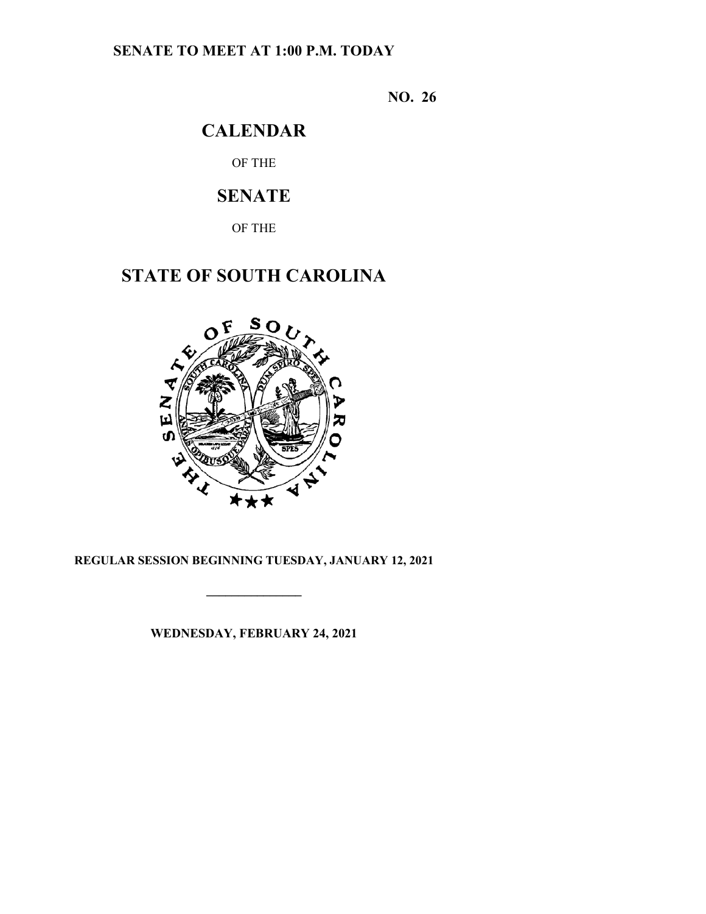**SENATE TO MEET AT 1:00 P.M. TODAY**

**NO. 26**

# CALENDAR

OF THE

# SENATE

OF THE

# STATE OF SOUTH CAROLINA

**REGULAR SESSION BEGINNING TUESDAY, JANUARY 12, 2021**

---

**WEDNESDAY, FEBRUARY 24, 2021**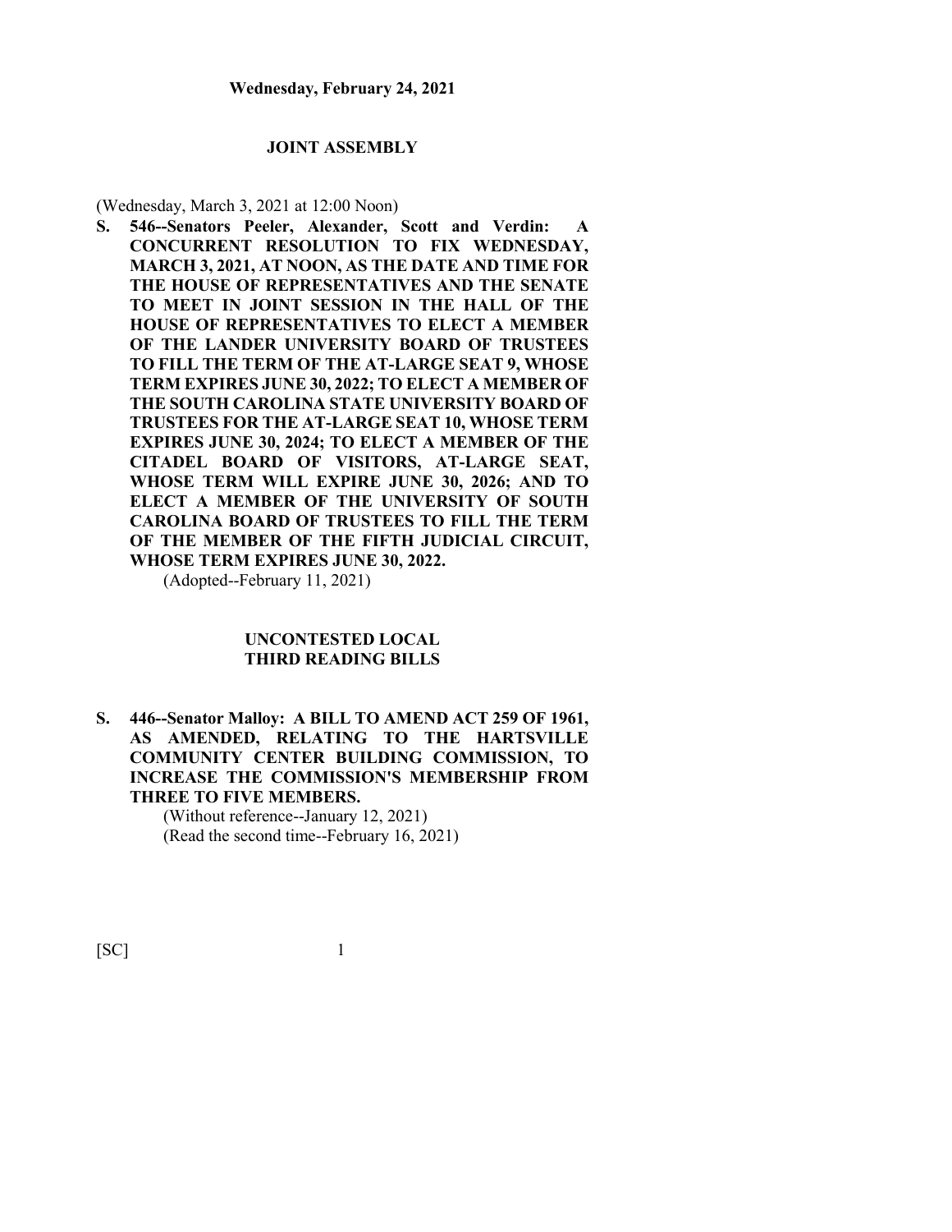## JOINT ASSEMBLY

(Wednesday, March 3, 2021 at 12:00 Noon)

**S. 546--Senators Peeler, Alexander, Scott and Verdin: A CONCURRENT RESOLUTION TO FIX WEDNESDAY, MARCH 3, 2021, AT NOON, AS THE DATE AND TIME FOR THE HOUSE OF REPRESENTATIVES AND THE SENATE TO MEET IN JOINT SESSION IN THE HALL OF THE HOUSE OF REPRESENTATIVES TO ELECT A MEMBER OF THE LANDER UNIVERSITY BOARD OF TRUSTEES TO FILL THE TERM OF THE AT-LARGE SEAT 9, WHOSE TERM EXPIRES JUNE 30, 2022; TO ELECT A MEMBER OF THE SOUTH CAROLINA STATE UNIVERSITY BOARD OF TRUSTEES FOR THE AT-LARGE SEAT 10, WHOSE TERM EXPIRES JUNE 30, 2024; TO ELECT A MEMBER OF THE CITADEL BOARD OF VISITORS, AT-LARGE SEAT, WHOSE TERM WILL EXPIRE JUNE 30, 2026; AND TO ELECT A MEMBER OF THE UNIVERSITY OF SOUTH CAROLINA BOARD OF TRUSTEES TO FILL THE TERM OF THE MEMBER OF THE FIFTH JUDICIAL CIRCUIT, WHOSE TERM EXPIRES JUNE 30, 2022.**

(Adopted--February 11, 2021)

## UNCONTESTED LOCAL THIRD READING BILLS

**S. 446--Senator Malloy: A BILL TO AMEND ACT 259 OF 1961, AS AMENDED, RELATING TO THE HARTSVILLE COMMUNITY CENTER BUILDING COMMISSION, TO INCREASE THE COMMISSION'S MEMBERSHIP FROM THREE TO FIVE MEMBERS.**

(Without reference--January 12, 2021)
(Read the second time--February 16, 2021)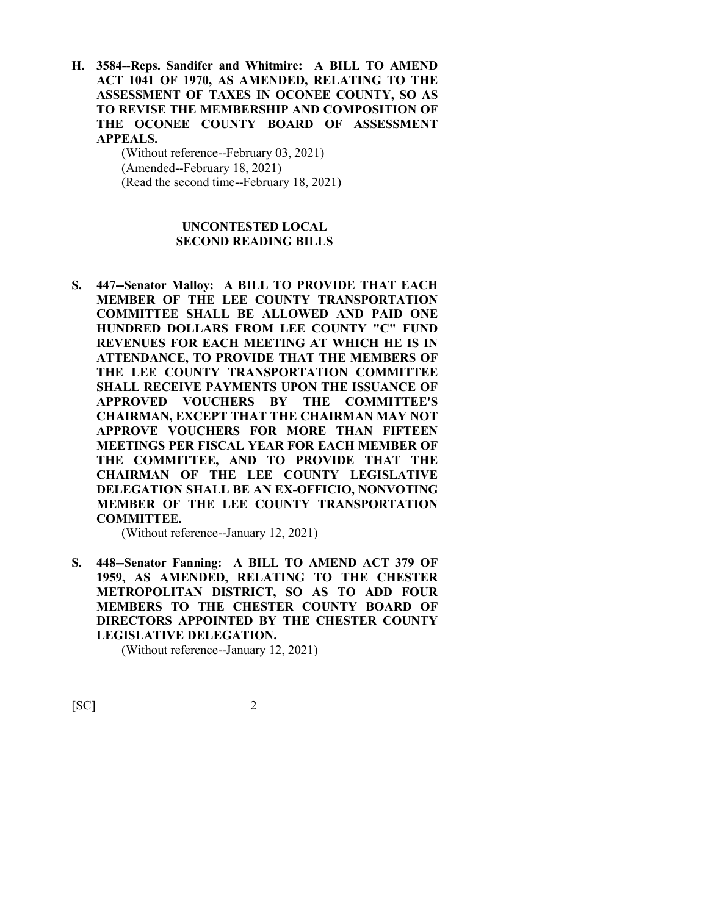**H. 3584--Reps. Sandifer and Whitmire: A BILL TO AMEND ACT 1041 OF 1970, AS AMENDED, RELATING TO THE ASSESSMENT OF TAXES IN OCONEE COUNTY, SO AS TO REVISE THE MEMBERSHIP AND COMPOSITION OF THE OCONEE COUNTY BOARD OF ASSESSMENT APPEALS.**

(Without reference--February 03, 2021)
(Amended--February 18, 2021)
(Read the second time--February 18, 2021)

## UNCONTESTED LOCAL SECOND READING BILLS

**S. 447--Senator Malloy: A BILL TO PROVIDE THAT EACH MEMBER OF THE LEE COUNTY TRANSPORTATION COMMITTEE SHALL BE ALLOWED AND PAID ONE HUNDRED DOLLARS FROM LEE COUNTY "C" FUND REVENUES FOR EACH MEETING AT WHICH HE IS IN ATTENDANCE, TO PROVIDE THAT THE MEMBERS OF THE LEE COUNTY TRANSPORTATION COMMITTEE SHALL RECEIVE PAYMENTS UPON THE ISSUANCE OF APPROVED VOUCHERS BY THE COMMITTEE'S CHAIRMAN, EXCEPT THAT THE CHAIRMAN MAY NOT APPROVE VOUCHERS FOR MORE THAN FIFTEEN MEETINGS PER FISCAL YEAR FOR EACH MEMBER OF THE COMMITTEE, AND TO PROVIDE THAT THE CHAIRMAN OF THE LEE COUNTY LEGISLATIVE DELEGATION SHALL BE AN EX-OFFICIO, NONVOTING MEMBER OF THE LEE COUNTY TRANSPORTATION COMMITTEE.**

(Without reference--January 12, 2021)

**S. 448--Senator Fanning: A BILL TO AMEND ACT 379 OF 1959, AS AMENDED, RELATING TO THE CHESTER METROPOLITAN DISTRICT, SO AS TO ADD FOUR MEMBERS TO THE CHESTER COUNTY BOARD OF DIRECTORS APPOINTED BY THE CHESTER COUNTY LEGISLATIVE DELEGATION.**

(Without reference--January 12, 2021)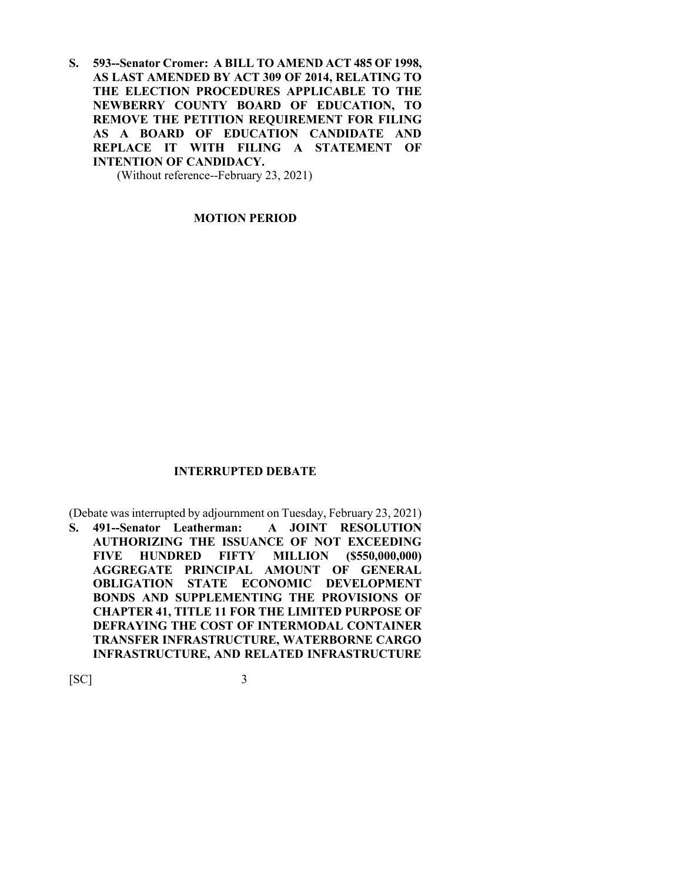**S. 593--Senator Cromer: A BILL TO AMEND ACT 485 OF 1998, AS LAST AMENDED BY ACT 309 OF 2014, RELATING TO THE ELECTION PROCEDURES APPLICABLE TO THE NEWBERRY COUNTY BOARD OF EDUCATION, TO REMOVE THE PETITION REQUIREMENT FOR FILING AS A BOARD OF EDUCATION CANDIDATE AND REPLACE IT WITH FILING A STATEMENT OF INTENTION OF CANDIDACY.**

(Without reference--February 23, 2021)

## MOTION PERIOD

## INTERRUPTED DEBATE

(Debate was interrupted by adjournment on Tuesday, February 23, 2021)

**S. 491--Senator Leatherman: A JOINT RESOLUTION AUTHORIZING THE ISSUANCE OF NOT EXCEEDING FIVE HUNDRED FIFTY MILLION ($550,000,000) AGGREGATE PRINCIPAL AMOUNT OF GENERAL OBLIGATION STATE ECONOMIC DEVELOPMENT BONDS AND SUPPLEMENTING THE PROVISIONS OF CHAPTER 41, TITLE 11 FOR THE LIMITED PURPOSE OF DEFRAYING THE COST OF INTERMODAL CONTAINER TRANSFER INFRASTRUCTURE, WATERBORNE CARGO INFRASTRUCTURE, AND RELATED INFRASTRUCTURE**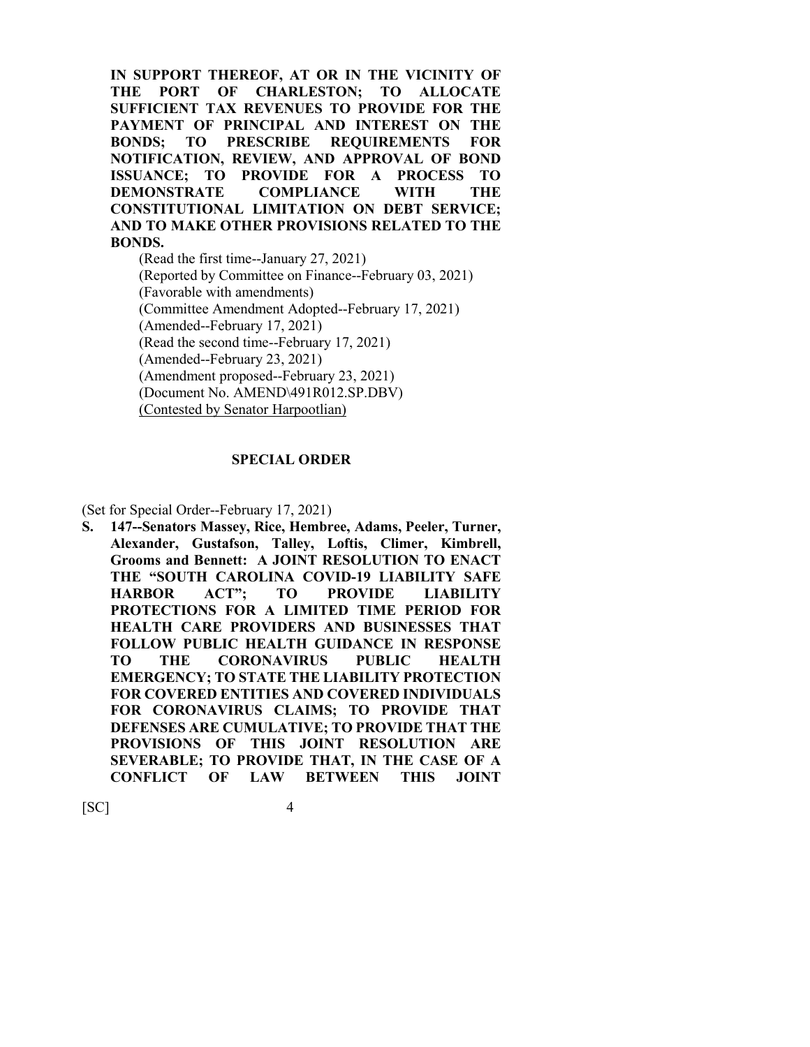**IN SUPPORT THEREOF, AT OR IN THE VICINITY OF THE PORT OF CHARLESTON; TO ALLOCATE SUFFICIENT TAX REVENUES TO PROVIDE FOR THE PAYMENT OF PRINCIPAL AND INTEREST ON THE BONDS; TO PRESCRIBE REQUIREMENTS FOR NOTIFICATION, REVIEW, AND APPROVAL OF BOND ISSUANCE; TO PROVIDE FOR A PROCESS TO DEMONSTRATE COMPLIANCE WITH THE CONSTITUTIONAL LIMITATION ON DEBT SERVICE; AND TO MAKE OTHER PROVISIONS RELATED TO THE BONDS.**

(Read the first time--January 27, 2021)
(Reported by Committee on Finance--February 03, 2021)
(Favorable with amendments)
(Committee Amendment Adopted--February 17, 2021)
(Amended--February 17, 2021)
(Read the second time--February 17, 2021)
(Amended--February 23, 2021)
(Amendment proposed--February 23, 2021)
(Document No. AMEND\491R012.SP.DBV)
<u>(Contested by Senator Harpootlian)</u>

## SPECIAL ORDER

(Set for Special Order--February 17, 2021)

**S. 147--Senators Massey, Rice, Hembree, Adams, Peeler, Turner, Alexander, Gustafson, Talley, Loftis, Climer, Kimbrell, Grooms and Bennett: A JOINT RESOLUTION TO ENACT THE "SOUTH CAROLINA COVID-19 LIABILITY SAFE HARBOR ACT"; TO PROVIDE LIABILITY PROTECTIONS FOR A LIMITED TIME PERIOD FOR HEALTH CARE PROVIDERS AND BUSINESSES THAT FOLLOW PUBLIC HEALTH GUIDANCE IN RESPONSE TO THE CORONAVIRUS PUBLIC HEALTH EMERGENCY; TO STATE THE LIABILITY PROTECTION FOR COVERED ENTITIES AND COVERED INDIVIDUALS FOR CORONAVIRUS CLAIMS; TO PROVIDE THAT DEFENSES ARE CUMULATIVE; TO PROVIDE THAT THE PROVISIONS OF THIS JOINT RESOLUTION ARE SEVERABLE; TO PROVIDE THAT, IN THE CASE OF A CONFLICT OF LAW BETWEEN THIS JOINT**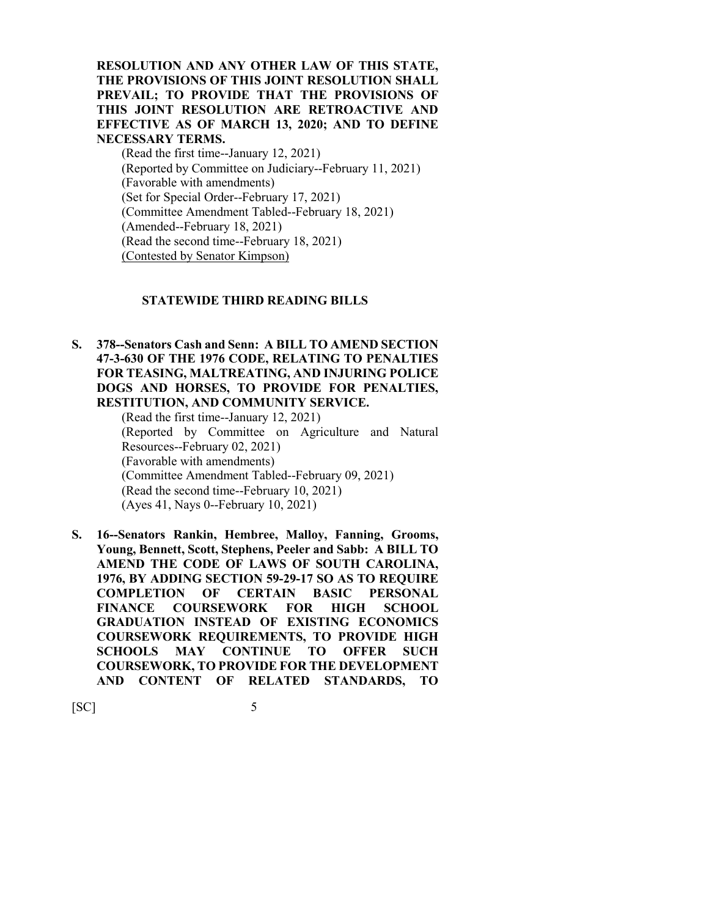**RESOLUTION AND ANY OTHER LAW OF THIS STATE, THE PROVISIONS OF THIS JOINT RESOLUTION SHALL PREVAIL; TO PROVIDE THAT THE PROVISIONS OF THIS JOINT RESOLUTION ARE RETROACTIVE AND EFFECTIVE AS OF MARCH 13, 2020; AND TO DEFINE NECESSARY TERMS.**

(Read the first time--January 12, 2021)
(Reported by Committee on Judiciary--February 11, 2021)
(Favorable with amendments)
(Set for Special Order--February 17, 2021)
(Committee Amendment Tabled--February 18, 2021)
(Amended--February 18, 2021)
(Read the second time--February 18, 2021)
<u>(Contested by Senator Kimpson)</u>

## STATEWIDE THIRD READING BILLS

**S. 378--Senators Cash and Senn: A BILL TO AMEND SECTION 47-3-630 OF THE 1976 CODE, RELATING TO PENALTIES FOR TEASING, MALTREATING, AND INJURING POLICE DOGS AND HORSES, TO PROVIDE FOR PENALTIES, RESTITUTION, AND COMMUNITY SERVICE.**

(Read the first time--January 12, 2021)
(Reported by Committee on Agriculture and Natural Resources--February 02, 2021)
(Favorable with amendments)
(Committee Amendment Tabled--February 09, 2021)
(Read the second time--February 10, 2021)
(Ayes 41, Nays 0--February 10, 2021)

**S. 16--Senators Rankin, Hembree, Malloy, Fanning, Grooms, Young, Bennett, Scott, Stephens, Peeler and Sabb: A BILL TO AMEND THE CODE OF LAWS OF SOUTH CAROLINA, 1976, BY ADDING SECTION 59-29-17 SO AS TO REQUIRE COMPLETION OF CERTAIN BASIC PERSONAL FINANCE COURSEWORK FOR HIGH SCHOOL GRADUATION INSTEAD OF EXISTING ECONOMICS COURSEWORK REQUIREMENTS, TO PROVIDE HIGH SCHOOLS MAY CONTINUE TO OFFER SUCH COURSEWORK, TO PROVIDE FOR THE DEVELOPMENT AND CONTENT OF RELATED STANDARDS, TO**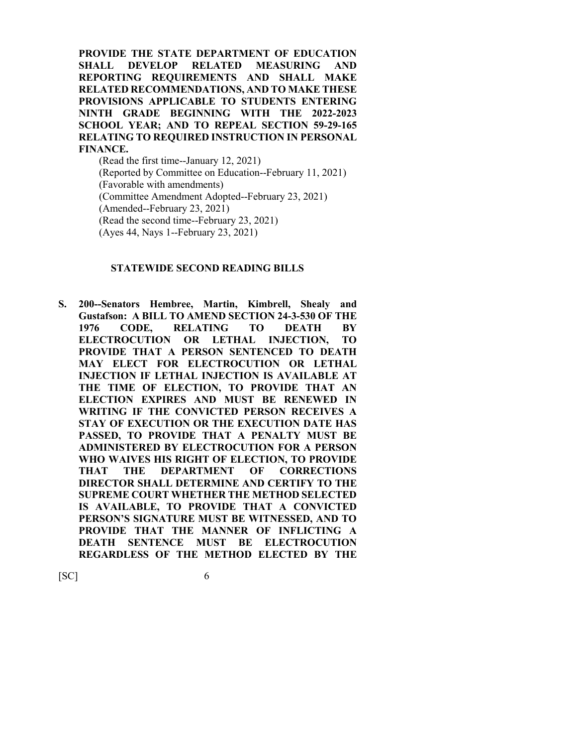**PROVIDE THE STATE DEPARTMENT OF EDUCATION SHALL DEVELOP RELATED MEASURING AND REPORTING REQUIREMENTS AND SHALL MAKE RELATED RECOMMENDATIONS, AND TO MAKE THESE PROVISIONS APPLICABLE TO STUDENTS ENTERING NINTH GRADE BEGINNING WITH THE 2022-2023 SCHOOL YEAR; AND TO REPEAL SECTION 59-29-165 RELATING TO REQUIRED INSTRUCTION IN PERSONAL FINANCE.**

(Read the first time--January 12, 2021)
(Reported by Committee on Education--February 11, 2021)
(Favorable with amendments)
(Committee Amendment Adopted--February 23, 2021)
(Amended--February 23, 2021)
(Read the second time--February 23, 2021)
(Ayes 44, Nays 1--February 23, 2021)

## STATEWIDE SECOND READING BILLS

**S. 200--Senators Hembree, Martin, Kimbrell, Shealy and Gustafson: A BILL TO AMEND SECTION 24-3-530 OF THE 1976 CODE, RELATING TO DEATH BY ELECTROCUTION OR LETHAL INJECTION, TO PROVIDE THAT A PERSON SENTENCED TO DEATH MAY ELECT FOR ELECTROCUTION OR LETHAL INJECTION IF LETHAL INJECTION IS AVAILABLE AT THE TIME OF ELECTION, TO PROVIDE THAT AN ELECTION EXPIRES AND MUST BE RENEWED IN WRITING IF THE CONVICTED PERSON RECEIVES A STAY OF EXECUTION OR THE EXECUTION DATE HAS PASSED, TO PROVIDE THAT A PENALTY MUST BE ADMINISTERED BY ELECTROCUTION FOR A PERSON WHO WAIVES HIS RIGHT OF ELECTION, TO PROVIDE THAT THE DEPARTMENT OF CORRECTIONS DIRECTOR SHALL DETERMINE AND CERTIFY TO THE SUPREME COURT WHETHER THE METHOD SELECTED IS AVAILABLE, TO PROVIDE THAT A CONVICTED PERSON'S SIGNATURE MUST BE WITNESSED, AND TO PROVIDE THAT THE MANNER OF INFLICTING A DEATH SENTENCE MUST BE ELECTROCUTION REGARDLESS OF THE METHOD ELECTED BY THE**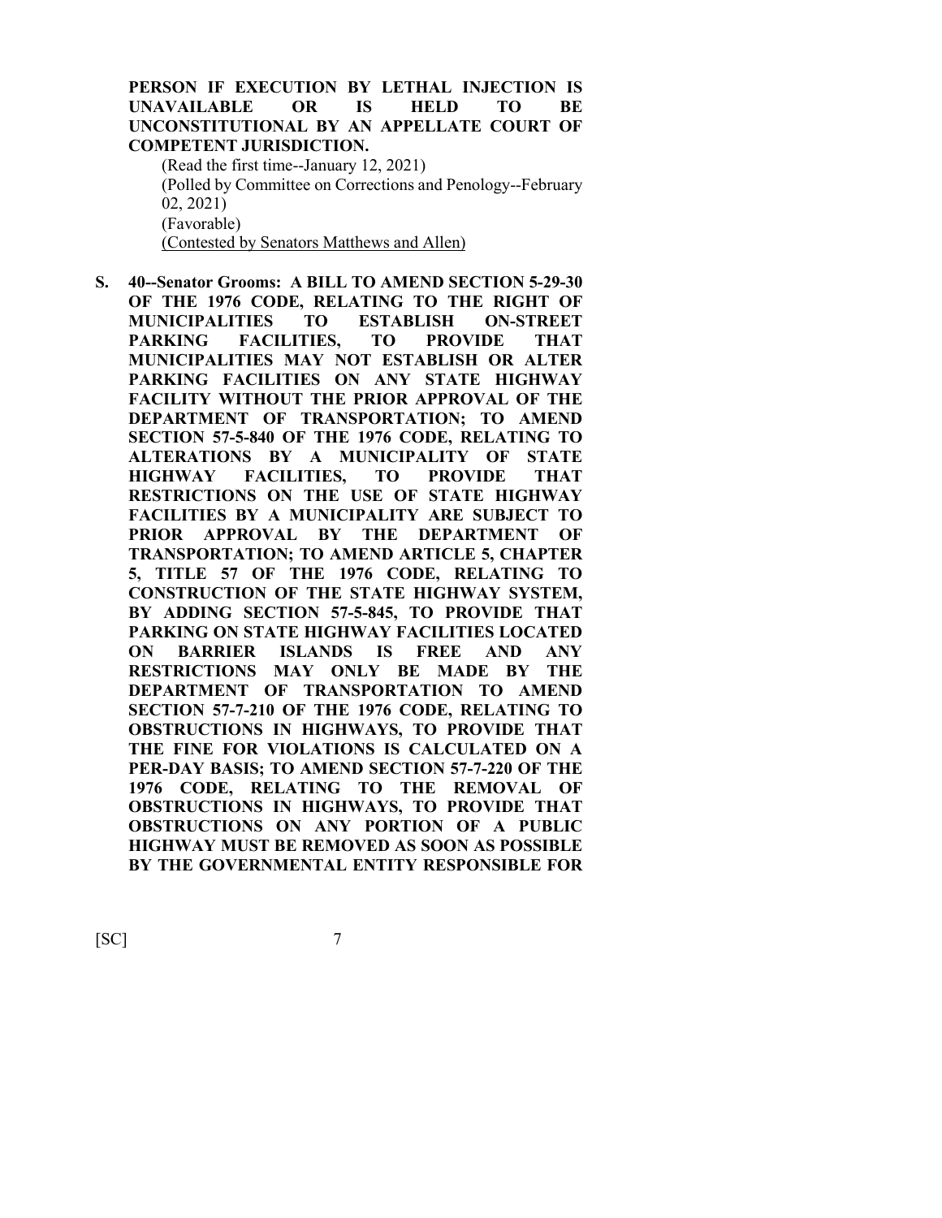**PERSON IF EXECUTION BY LETHAL INJECTION IS UNAVAILABLE OR IS HELD TO BE UNCONSTITUTIONAL BY AN APPELLATE COURT OF COMPETENT JURISDICTION.**

(Read the first time--January 12, 2021)
(Polled by Committee on Corrections and Penology--February 02, 2021)
(Favorable)
<u>(Contested by Senators Matthews and Allen)</u>

**S. 40--Senator Grooms: A BILL TO AMEND SECTION 5-29-30 OF THE 1976 CODE, RELATING TO THE RIGHT OF MUNICIPALITIES TO ESTABLISH ON-STREET PARKING FACILITIES, TO PROVIDE THAT MUNICIPALITIES MAY NOT ESTABLISH OR ALTER PARKING FACILITIES ON ANY STATE HIGHWAY FACILITY WITHOUT THE PRIOR APPROVAL OF THE DEPARTMENT OF TRANSPORTATION; TO AMEND SECTION 57-5-840 OF THE 1976 CODE, RELATING TO ALTERATIONS BY A MUNICIPALITY OF STATE HIGHWAY FACILITIES, TO PROVIDE THAT RESTRICTIONS ON THE USE OF STATE HIGHWAY FACILITIES BY A MUNICIPALITY ARE SUBJECT TO PRIOR APPROVAL BY THE DEPARTMENT OF TRANSPORTATION; TO AMEND ARTICLE 5, CHAPTER 5, TITLE 57 OF THE 1976 CODE, RELATING TO CONSTRUCTION OF THE STATE HIGHWAY SYSTEM, BY ADDING SECTION 57-5-845, TO PROVIDE THAT PARKING ON STATE HIGHWAY FACILITIES LOCATED ON BARRIER ISLANDS IS FREE AND ANY RESTRICTIONS MAY ONLY BE MADE BY THE DEPARTMENT OF TRANSPORTATION TO AMEND SECTION 57-7-210 OF THE 1976 CODE, RELATING TO OBSTRUCTIONS IN HIGHWAYS, TO PROVIDE THAT THE FINE FOR VIOLATIONS IS CALCULATED ON A PER-DAY BASIS; TO AMEND SECTION 57-7-220 OF THE 1976 CODE, RELATING TO THE REMOVAL OF OBSTRUCTIONS IN HIGHWAYS, TO PROVIDE THAT OBSTRUCTIONS ON ANY PORTION OF A PUBLIC HIGHWAY MUST BE REMOVED AS SOON AS POSSIBLE BY THE GOVERNMENTAL ENTITY RESPONSIBLE FOR**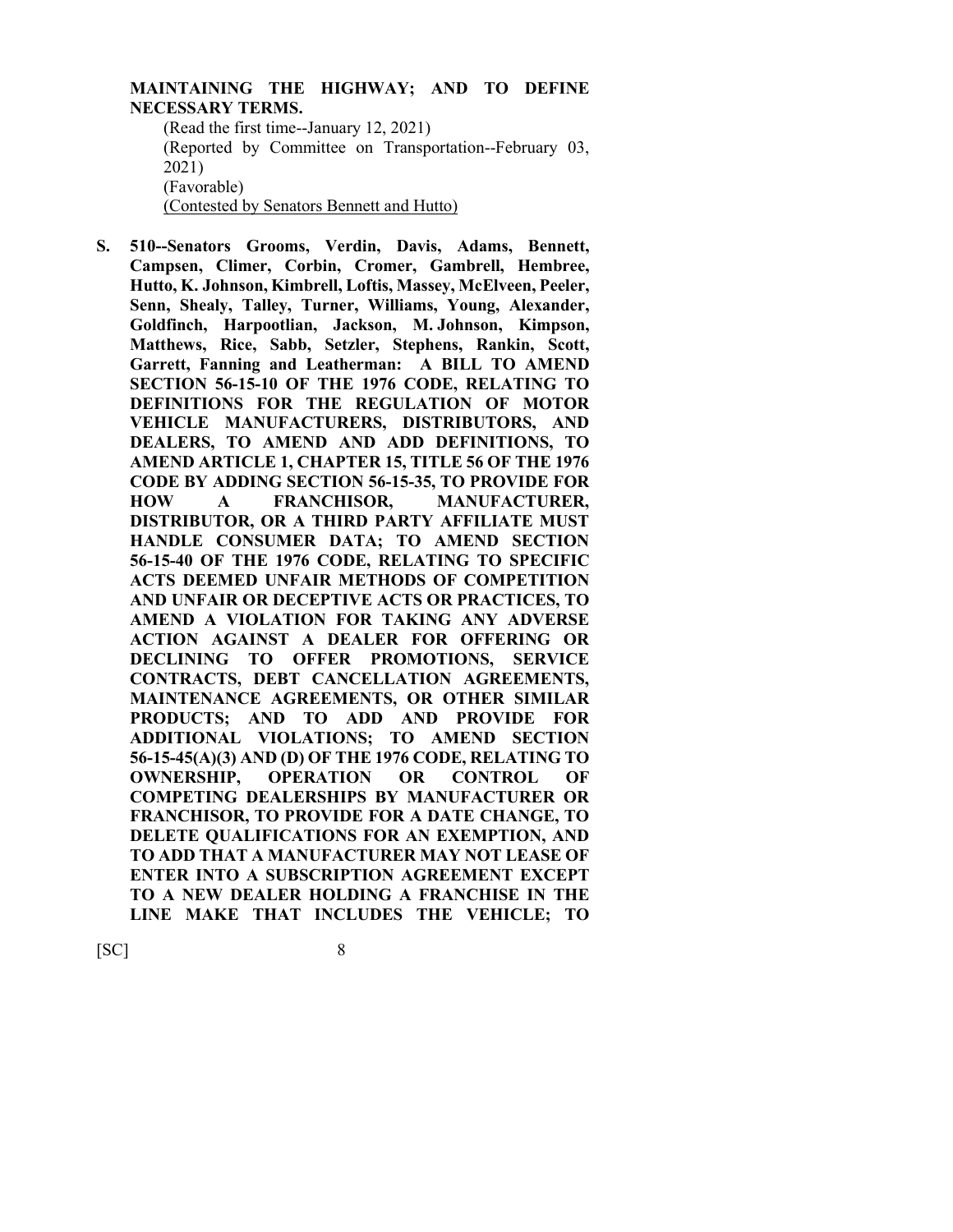**MAINTAINING THE HIGHWAY; AND TO DEFINE NECESSARY TERMS.**

(Read the first time--January 12, 2021)
(Reported by Committee on Transportation--February 03, 2021)
(Favorable)
<u>(Contested by Senators Bennett and Hutto)</u>

**S. 510--Senators Grooms, Verdin, Davis, Adams, Bennett, Campsen, Climer, Corbin, Cromer, Gambrell, Hembree, Hutto, K. Johnson, Kimbrell, Loftis, Massey, McElveen, Peeler, Senn, Shealy, Talley, Turner, Williams, Young, Alexander, Goldfinch, Harpootlian, Jackson, M. Johnson, Kimpson, Matthews, Rice, Sabb, Setzler, Stephens, Rankin, Scott, Garrett, Fanning and Leatherman: A BILL TO AMEND SECTION 56-15-10 OF THE 1976 CODE, RELATING TO DEFINITIONS FOR THE REGULATION OF MOTOR VEHICLE MANUFACTURERS, DISTRIBUTORS, AND DEALERS, TO AMEND AND ADD DEFINITIONS, TO AMEND ARTICLE 1, CHAPTER 15, TITLE 56 OF THE 1976 CODE BY ADDING SECTION 56-15-35, TO PROVIDE FOR HOW A FRANCHISOR, MANUFACTURER, DISTRIBUTOR, OR A THIRD PARTY AFFILIATE MUST HANDLE CONSUMER DATA; TO AMEND SECTION 56-15-40 OF THE 1976 CODE, RELATING TO SPECIFIC ACTS DEEMED UNFAIR METHODS OF COMPETITION AND UNFAIR OR DECEPTIVE ACTS OR PRACTICES, TO AMEND A VIOLATION FOR TAKING ANY ADVERSE ACTION AGAINST A DEALER FOR OFFERING OR DECLINING TO OFFER PROMOTIONS, SERVICE CONTRACTS, DEBT CANCELLATION AGREEMENTS, MAINTENANCE AGREEMENTS, OR OTHER SIMILAR PRODUCTS; AND TO ADD AND PROVIDE FOR ADDITIONAL VIOLATIONS; TO AMEND SECTION 56-15-45(A)(3) AND (D) OF THE 1976 CODE, RELATING TO OWNERSHIP, OPERATION OR CONTROL OF COMPETING DEALERSHIPS BY MANUFACTURER OR FRANCHISOR, TO PROVIDE FOR A DATE CHANGE, TO DELETE QUALIFICATIONS FOR AN EXEMPTION, AND TO ADD THAT A MANUFACTURER MAY NOT LEASE OF ENTER INTO A SUBSCRIPTION AGREEMENT EXCEPT TO A NEW DEALER HOLDING A FRANCHISE IN THE LINE MAKE THAT INCLUDES THE VEHICLE; TO**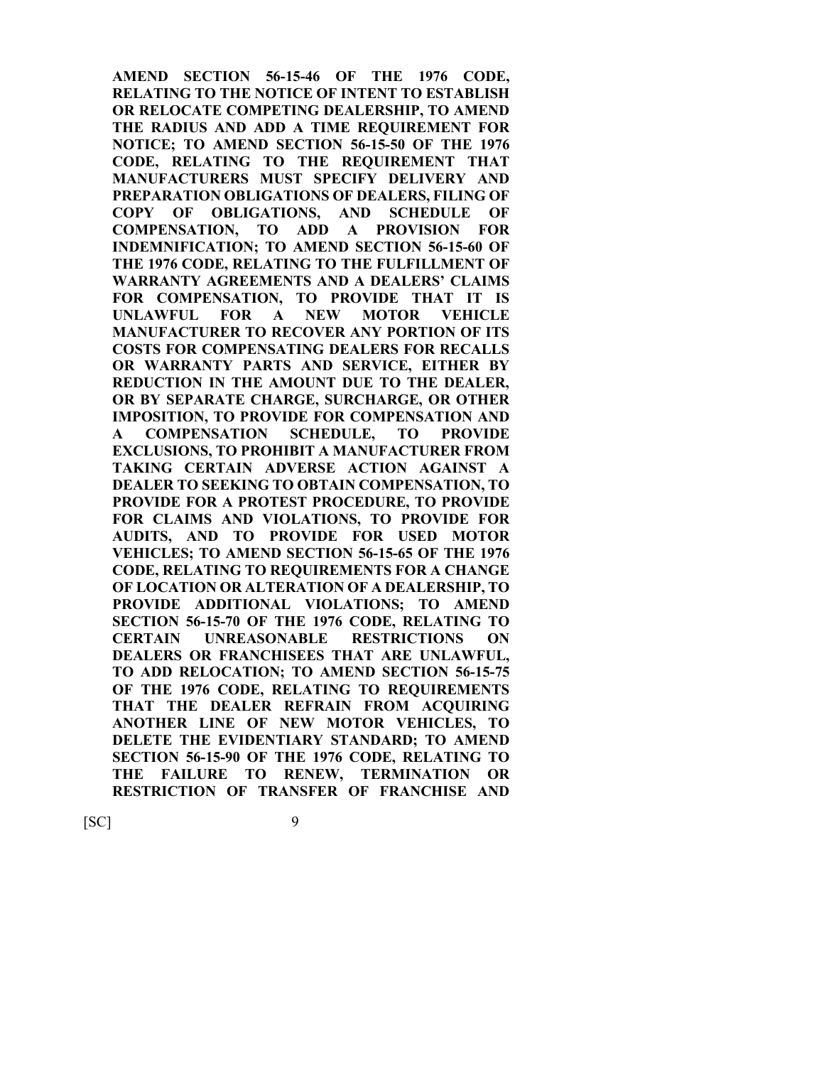**AMEND SECTION 56-15-46 OF THE 1976 CODE, RELATING TO THE NOTICE OF INTENT TO ESTABLISH OR RELOCATE COMPETING DEALERSHIP, TO AMEND THE RADIUS AND ADD A TIME REQUIREMENT FOR NOTICE; TO AMEND SECTION 56-15-50 OF THE 1976 CODE, RELATING TO THE REQUIREMENT THAT MANUFACTURERS MUST SPECIFY DELIVERY AND PREPARATION OBLIGATIONS OF DEALERS, FILING OF COPY OF OBLIGATIONS, AND SCHEDULE OF COMPENSATION, TO ADD A PROVISION FOR INDEMNIFICATION; TO AMEND SECTION 56-15-60 OF THE 1976 CODE, RELATING TO THE FULFILLMENT OF WARRANTY AGREEMENTS AND A DEALERS' CLAIMS FOR COMPENSATION, TO PROVIDE THAT IT IS UNLAWFUL FOR A NEW MOTOR VEHICLE MANUFACTURER TO RECOVER ANY PORTION OF ITS COSTS FOR COMPENSATING DEALERS FOR RECALLS OR WARRANTY PARTS AND SERVICE, EITHER BY REDUCTION IN THE AMOUNT DUE TO THE DEALER, OR BY SEPARATE CHARGE, SURCHARGE, OR OTHER IMPOSITION, TO PROVIDE FOR COMPENSATION AND A COMPENSATION SCHEDULE, TO PROVIDE EXCLUSIONS, TO PROHIBIT A MANUFACTURER FROM TAKING CERTAIN ADVERSE ACTION AGAINST A DEALER TO SEEKING TO OBTAIN COMPENSATION, TO PROVIDE FOR A PROTEST PROCEDURE, TO PROVIDE FOR CLAIMS AND VIOLATIONS, TO PROVIDE FOR AUDITS, AND TO PROVIDE FOR USED MOTOR VEHICLES; TO AMEND SECTION 56-15-65 OF THE 1976 CODE, RELATING TO REQUIREMENTS FOR A CHANGE OF LOCATION OR ALTERATION OF A DEALERSHIP, TO PROVIDE ADDITIONAL VIOLATIONS; TO AMEND SECTION 56-15-70 OF THE 1976 CODE, RELATING TO CERTAIN UNREASONABLE RESTRICTIONS ON DEALERS OR FRANCHISEES THAT ARE UNLAWFUL, TO ADD RELOCATION; TO AMEND SECTION 56-15-75 OF THE 1976 CODE, RELATING TO REQUIREMENTS THAT THE DEALER REFRAIN FROM ACQUIRING ANOTHER LINE OF NEW MOTOR VEHICLES, TO DELETE THE EVIDENTIARY STANDARD; TO AMEND SECTION 56-15-90 OF THE 1976 CODE, RELATING TO THE FAILURE TO RENEW, TERMINATION OR RESTRICTION OF TRANSFER OF FRANCHISE AND**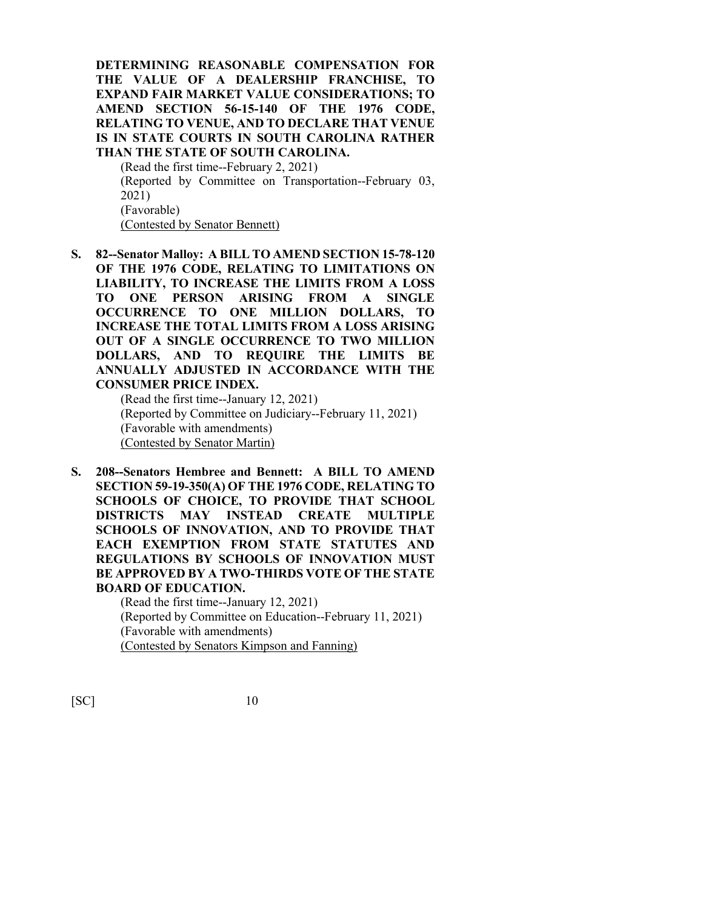**DETERMINING REASONABLE COMPENSATION FOR THE VALUE OF A DEALERSHIP FRANCHISE, TO EXPAND FAIR MARKET VALUE CONSIDERATIONS; TO AMEND SECTION 56-15-140 OF THE 1976 CODE, RELATING TO VENUE, AND TO DECLARE THAT VENUE IS IN STATE COURTS IN SOUTH CAROLINA RATHER THAN THE STATE OF SOUTH CAROLINA.**

(Read the first time--February 2, 2021)
(Reported by Committee on Transportation--February 03, 2021)
(Favorable)
<u>(Contested by Senator Bennett)</u>

**S. 82--Senator Malloy: A BILL TO AMEND SECTION 15-78-120 OF THE 1976 CODE, RELATING TO LIMITATIONS ON LIABILITY, TO INCREASE THE LIMITS FROM A LOSS TO ONE PERSON ARISING FROM A SINGLE OCCURRENCE TO ONE MILLION DOLLARS, TO INCREASE THE TOTAL LIMITS FROM A LOSS ARISING OUT OF A SINGLE OCCURRENCE TO TWO MILLION DOLLARS, AND TO REQUIRE THE LIMITS BE ANNUALLY ADJUSTED IN ACCORDANCE WITH THE CONSUMER PRICE INDEX.**

(Read the first time--January 12, 2021)
(Reported by Committee on Judiciary--February 11, 2021)
(Favorable with amendments)
<u>(Contested by Senator Martin)</u>

**S. 208--Senators Hembree and Bennett: A BILL TO AMEND SECTION 59-19-350(A) OF THE 1976 CODE, RELATING TO SCHOOLS OF CHOICE, TO PROVIDE THAT SCHOOL DISTRICTS MAY INSTEAD CREATE MULTIPLE SCHOOLS OF INNOVATION, AND TO PROVIDE THAT EACH EXEMPTION FROM STATE STATUTES AND REGULATIONS BY SCHOOLS OF INNOVATION MUST BE APPROVED BY A TWO-THIRDS VOTE OF THE STATE BOARD OF EDUCATION.**

(Read the first time--January 12, 2021)
(Reported by Committee on Education--February 11, 2021)
(Favorable with amendments)
<u>(Contested by Senators Kimpson and Fanning)</u>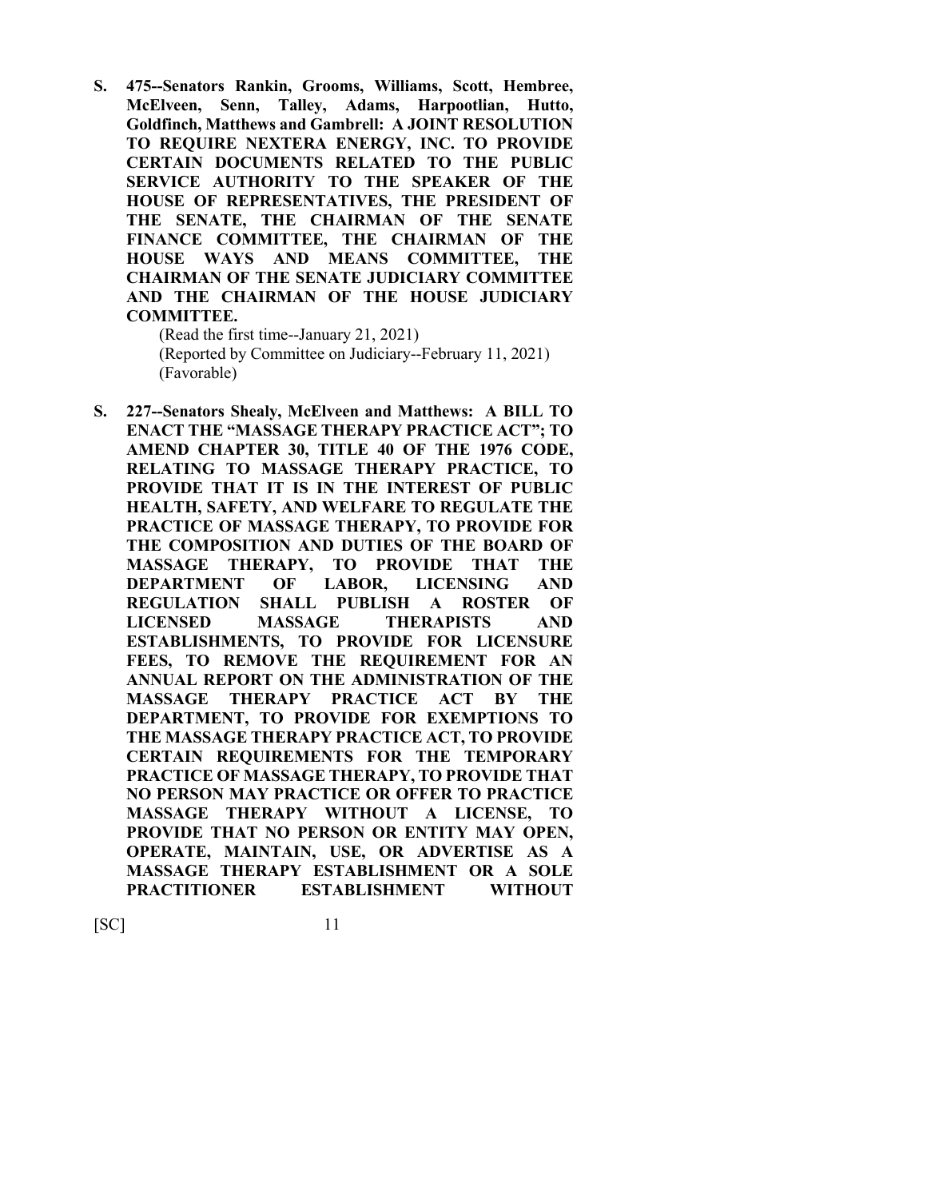**S. 475--Senators Rankin, Grooms, Williams, Scott, Hembree, McElveen, Senn, Talley, Adams, Harpootlian, Hutto, Goldfinch, Matthews and Gambrell: A JOINT RESOLUTION TO REQUIRE NEXTERA ENERGY, INC. TO PROVIDE CERTAIN DOCUMENTS RELATED TO THE PUBLIC SERVICE AUTHORITY TO THE SPEAKER OF THE HOUSE OF REPRESENTATIVES, THE PRESIDENT OF THE SENATE, THE CHAIRMAN OF THE SENATE FINANCE COMMITTEE, THE CHAIRMAN OF THE HOUSE WAYS AND MEANS COMMITTEE, THE CHAIRMAN OF THE SENATE JUDICIARY COMMITTEE AND THE CHAIRMAN OF THE HOUSE JUDICIARY COMMITTEE.**

(Read the first time--January 21, 2021)
(Reported by Committee on Judiciary--February 11, 2021)
(Favorable)

**S. 227--Senators Shealy, McElveen and Matthews: A BILL TO ENACT THE "MASSAGE THERAPY PRACTICE ACT"; TO AMEND CHAPTER 30, TITLE 40 OF THE 1976 CODE, RELATING TO MASSAGE THERAPY PRACTICE, TO PROVIDE THAT IT IS IN THE INTEREST OF PUBLIC HEALTH, SAFETY, AND WELFARE TO REGULATE THE PRACTICE OF MASSAGE THERAPY, TO PROVIDE FOR THE COMPOSITION AND DUTIES OF THE BOARD OF MASSAGE THERAPY, TO PROVIDE THAT THE DEPARTMENT OF LABOR, LICENSING AND REGULATION SHALL PUBLISH A ROSTER OF LICENSED MASSAGE THERAPISTS AND ESTABLISHMENTS, TO PROVIDE FOR LICENSURE FEES, TO REMOVE THE REQUIREMENT FOR AN ANNUAL REPORT ON THE ADMINISTRATION OF THE MASSAGE THERAPY PRACTICE ACT BY THE DEPARTMENT, TO PROVIDE FOR EXEMPTIONS TO THE MASSAGE THERAPY PRACTICE ACT, TO PROVIDE CERTAIN REQUIREMENTS FOR THE TEMPORARY PRACTICE OF MASSAGE THERAPY, TO PROVIDE THAT NO PERSON MAY PRACTICE OR OFFER TO PRACTICE MASSAGE THERAPY WITHOUT A LICENSE, TO PROVIDE THAT NO PERSON OR ENTITY MAY OPEN, OPERATE, MAINTAIN, USE, OR ADVERTISE AS A MASSAGE THERAPY ESTABLISHMENT OR A SOLE PRACTITIONER ESTABLISHMENT WITHOUT**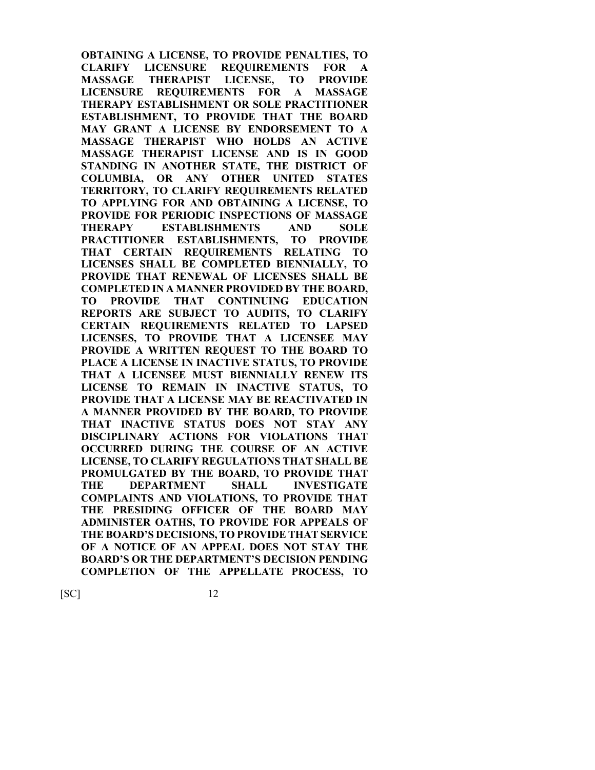**OBTAINING A LICENSE, TO PROVIDE PENALTIES, TO CLARIFY LICENSURE REQUIREMENTS FOR A MASSAGE THERAPIST LICENSE, TO PROVIDE LICENSURE REQUIREMENTS FOR A MASSAGE THERAPY ESTABLISHMENT OR SOLE PRACTITIONER ESTABLISHMENT, TO PROVIDE THAT THE BOARD MAY GRANT A LICENSE BY ENDORSEMENT TO A MASSAGE THERAPIST WHO HOLDS AN ACTIVE MASSAGE THERAPIST LICENSE AND IS IN GOOD STANDING IN ANOTHER STATE, THE DISTRICT OF COLUMBIA, OR ANY OTHER UNITED STATES TERRITORY, TO CLARIFY REQUIREMENTS RELATED TO APPLYING FOR AND OBTAINING A LICENSE, TO PROVIDE FOR PERIODIC INSPECTIONS OF MASSAGE THERAPY ESTABLISHMENTS AND SOLE PRACTITIONER ESTABLISHMENTS, TO PROVIDE THAT CERTAIN REQUIREMENTS RELATING TO LICENSES SHALL BE COMPLETED BIENNIALLY, TO PROVIDE THAT RENEWAL OF LICENSES SHALL BE COMPLETED IN A MANNER PROVIDED BY THE BOARD, TO PROVIDE THAT CONTINUING EDUCATION REPORTS ARE SUBJECT TO AUDITS, TO CLARIFY CERTAIN REQUIREMENTS RELATED TO LAPSED LICENSES, TO PROVIDE THAT A LICENSEE MAY PROVIDE A WRITTEN REQUEST TO THE BOARD TO PLACE A LICENSE IN INACTIVE STATUS, TO PROVIDE THAT A LICENSEE MUST BIENNIALLY RENEW ITS LICENSE TO REMAIN IN INACTIVE STATUS, TO PROVIDE THAT A LICENSE MAY BE REACTIVATED IN A MANNER PROVIDED BY THE BOARD, TO PROVIDE THAT INACTIVE STATUS DOES NOT STAY ANY DISCIPLINARY ACTIONS FOR VIOLATIONS THAT OCCURRED DURING THE COURSE OF AN ACTIVE LICENSE, TO CLARIFY REGULATIONS THAT SHALL BE PROMULGATED BY THE BOARD, TO PROVIDE THAT THE DEPARTMENT SHALL INVESTIGATE COMPLAINTS AND VIOLATIONS, TO PROVIDE THAT THE PRESIDING OFFICER OF THE BOARD MAY ADMINISTER OATHS, TO PROVIDE FOR APPEALS OF THE BOARD'S DECISIONS, TO PROVIDE THAT SERVICE OF A NOTICE OF AN APPEAL DOES NOT STAY THE BOARD'S OR THE DEPARTMENT'S DECISION PENDING COMPLETION OF THE APPELLATE PROCESS, TO**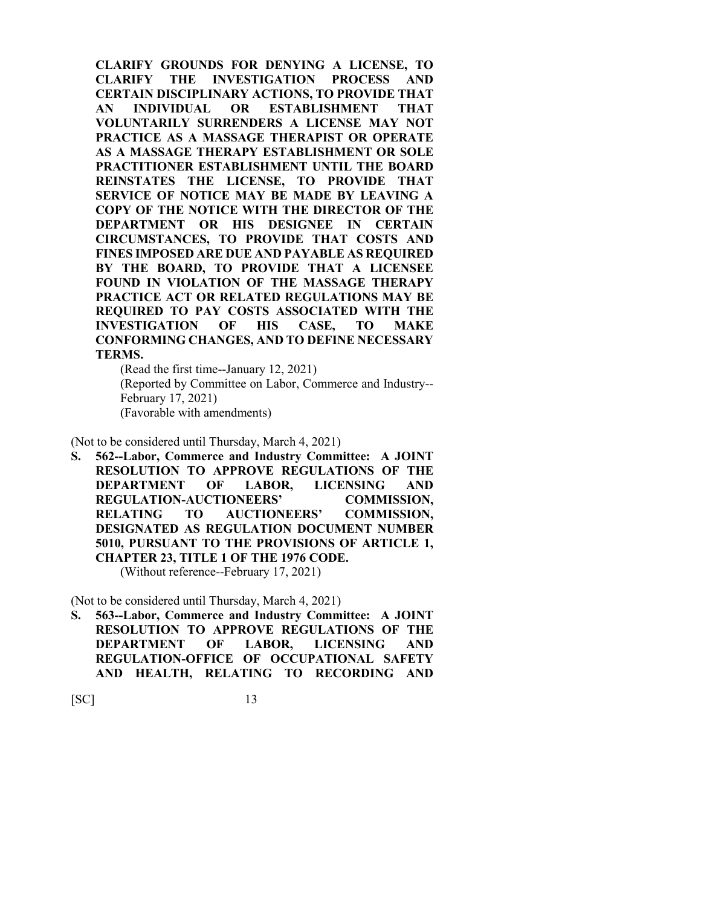**CLARIFY GROUNDS FOR DENYING A LICENSE, TO CLARIFY THE INVESTIGATION PROCESS AND CERTAIN DISCIPLINARY ACTIONS, TO PROVIDE THAT AN INDIVIDUAL OR ESTABLISHMENT THAT VOLUNTARILY SURRENDERS A LICENSE MAY NOT PRACTICE AS A MASSAGE THERAPIST OR OPERATE AS A MASSAGE THERAPY ESTABLISHMENT OR SOLE PRACTITIONER ESTABLISHMENT UNTIL THE BOARD REINSTATES THE LICENSE, TO PROVIDE THAT SERVICE OF NOTICE MAY BE MADE BY LEAVING A COPY OF THE NOTICE WITH THE DIRECTOR OF THE DEPARTMENT OR HIS DESIGNEE IN CERTAIN CIRCUMSTANCES, TO PROVIDE THAT COSTS AND FINES IMPOSED ARE DUE AND PAYABLE AS REQUIRED BY THE BOARD, TO PROVIDE THAT A LICENSEE FOUND IN VIOLATION OF THE MASSAGE THERAPY PRACTICE ACT OR RELATED REGULATIONS MAY BE REQUIRED TO PAY COSTS ASSOCIATED WITH THE INVESTIGATION OF HIS CASE, TO MAKE CONFORMING CHANGES, AND TO DEFINE NECESSARY TERMS.**

(Read the first time--January 12, 2021)
(Reported by Committee on Labor, Commerce and Industry--February 17, 2021)
(Favorable with amendments)

(Not to be considered until Thursday, March 4, 2021)

**S. 562--Labor, Commerce and Industry Committee: A JOINT RESOLUTION TO APPROVE REGULATIONS OF THE DEPARTMENT OF LABOR, LICENSING AND REGULATION-AUCTIONEERS' COMMISSION, RELATING TO AUCTIONEERS' COMMISSION, DESIGNATED AS REGULATION DOCUMENT NUMBER 5010, PURSUANT TO THE PROVISIONS OF ARTICLE 1, CHAPTER 23, TITLE 1 OF THE 1976 CODE.**

(Without reference--February 17, 2021)

(Not to be considered until Thursday, March 4, 2021)

**S. 563--Labor, Commerce and Industry Committee: A JOINT RESOLUTION TO APPROVE REGULATIONS OF THE DEPARTMENT OF LABOR, LICENSING AND REGULATION-OFFICE OF OCCUPATIONAL SAFETY AND HEALTH, RELATING TO RECORDING AND**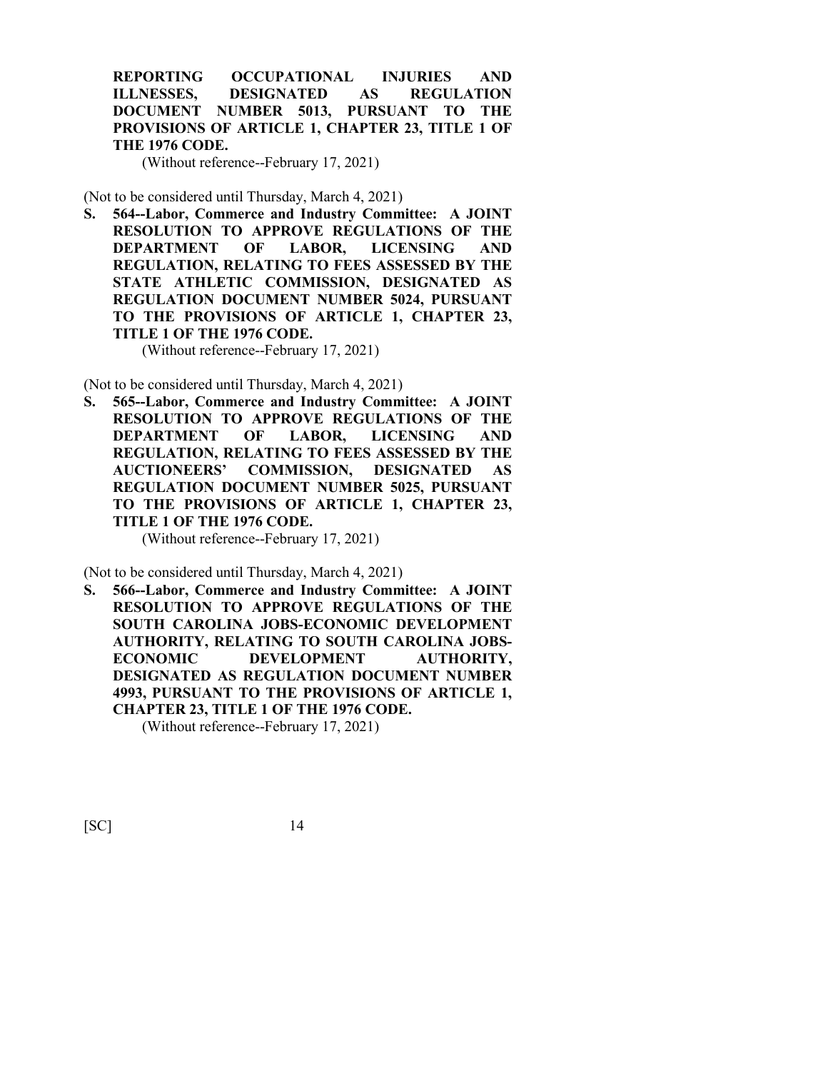**REPORTING OCCUPATIONAL INJURIES AND ILLNESSES, DESIGNATED AS REGULATION DOCUMENT NUMBER 5013, PURSUANT TO THE PROVISIONS OF ARTICLE 1, CHAPTER 23, TITLE 1 OF THE 1976 CODE.**

(Without reference--February 17, 2021)

(Not to be considered until Thursday, March 4, 2021)

**S. 564--Labor, Commerce and Industry Committee: A JOINT RESOLUTION TO APPROVE REGULATIONS OF THE DEPARTMENT OF LABOR, LICENSING AND REGULATION, RELATING TO FEES ASSESSED BY THE STATE ATHLETIC COMMISSION, DESIGNATED AS REGULATION DOCUMENT NUMBER 5024, PURSUANT TO THE PROVISIONS OF ARTICLE 1, CHAPTER 23, TITLE 1 OF THE 1976 CODE.**

(Without reference--February 17, 2021)

(Not to be considered until Thursday, March 4, 2021)

**S. 565--Labor, Commerce and Industry Committee: A JOINT RESOLUTION TO APPROVE REGULATIONS OF THE DEPARTMENT OF LABOR, LICENSING AND REGULATION, RELATING TO FEES ASSESSED BY THE AUCTIONEERS' COMMISSION, DESIGNATED AS REGULATION DOCUMENT NUMBER 5025, PURSUANT TO THE PROVISIONS OF ARTICLE 1, CHAPTER 23, TITLE 1 OF THE 1976 CODE.**

(Without reference--February 17, 2021)

(Not to be considered until Thursday, March 4, 2021)

**S. 566--Labor, Commerce and Industry Committee: A JOINT RESOLUTION TO APPROVE REGULATIONS OF THE SOUTH CAROLINA JOBS-ECONOMIC DEVELOPMENT AUTHORITY, RELATING TO SOUTH CAROLINA JOBS-ECONOMIC DEVELOPMENT AUTHORITY, DESIGNATED AS REGULATION DOCUMENT NUMBER 4993, PURSUANT TO THE PROVISIONS OF ARTICLE 1, CHAPTER 23, TITLE 1 OF THE 1976 CODE.**

(Without reference--February 17, 2021)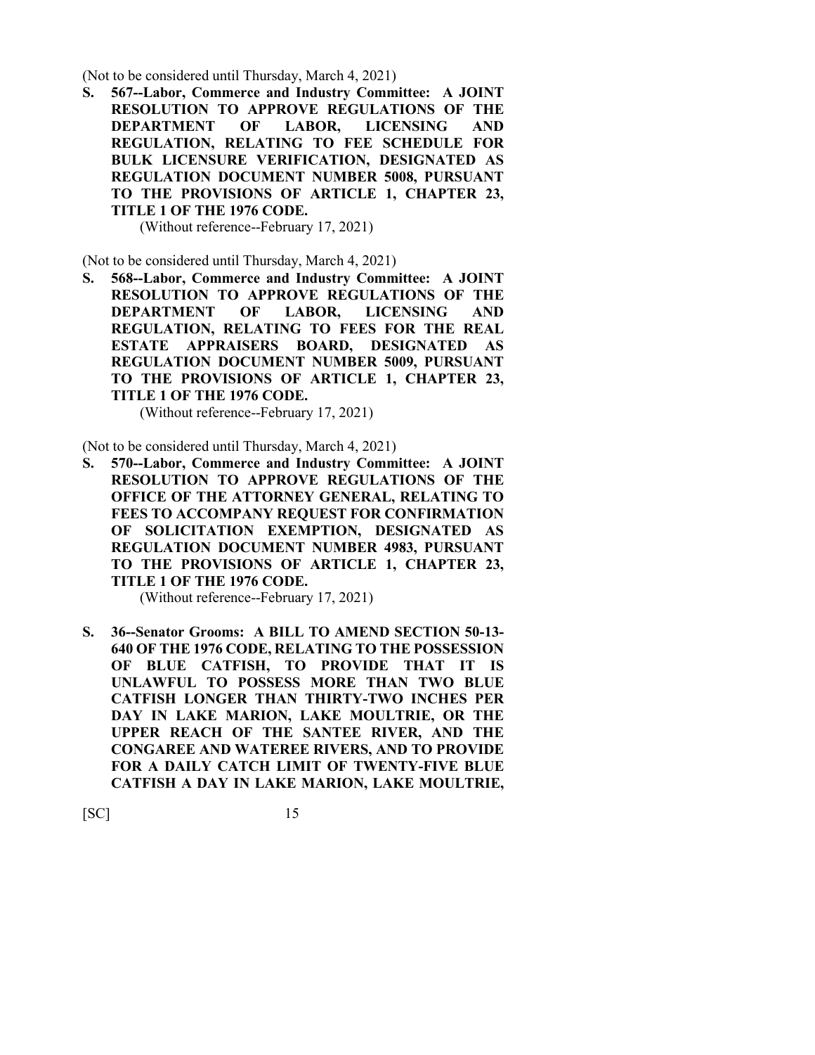(Not to be considered until Thursday, March 4, 2021)

**S. 567--Labor, Commerce and Industry Committee: A JOINT RESOLUTION TO APPROVE REGULATIONS OF THE DEPARTMENT OF LABOR, LICENSING AND REGULATION, RELATING TO FEE SCHEDULE FOR BULK LICENSURE VERIFICATION, DESIGNATED AS REGULATION DOCUMENT NUMBER 5008, PURSUANT TO THE PROVISIONS OF ARTICLE 1, CHAPTER 23, TITLE 1 OF THE 1976 CODE.**

(Without reference--February 17, 2021)

(Not to be considered until Thursday, March 4, 2021)

**S. 568--Labor, Commerce and Industry Committee: A JOINT RESOLUTION TO APPROVE REGULATIONS OF THE DEPARTMENT OF LABOR, LICENSING AND REGULATION, RELATING TO FEES FOR THE REAL ESTATE APPRAISERS BOARD, DESIGNATED AS REGULATION DOCUMENT NUMBER 5009, PURSUANT TO THE PROVISIONS OF ARTICLE 1, CHAPTER 23, TITLE 1 OF THE 1976 CODE.**

(Without reference--February 17, 2021)

(Not to be considered until Thursday, March 4, 2021)

**S. 570--Labor, Commerce and Industry Committee: A JOINT RESOLUTION TO APPROVE REGULATIONS OF THE OFFICE OF THE ATTORNEY GENERAL, RELATING TO FEES TO ACCOMPANY REQUEST FOR CONFIRMATION OF SOLICITATION EXEMPTION, DESIGNATED AS REGULATION DOCUMENT NUMBER 4983, PURSUANT TO THE PROVISIONS OF ARTICLE 1, CHAPTER 23, TITLE 1 OF THE 1976 CODE.**

(Without reference--February 17, 2021)

**S. 36--Senator Grooms: A BILL TO AMEND SECTION 50-13-640 OF THE 1976 CODE, RELATING TO THE POSSESSION OF BLUE CATFISH, TO PROVIDE THAT IT IS UNLAWFUL TO POSSESS MORE THAN TWO BLUE CATFISH LONGER THAN THIRTY-TWO INCHES PER DAY IN LAKE MARION, LAKE MOULTRIE, OR THE UPPER REACH OF THE SANTEE RIVER, AND THE CONGAREE AND WATEREE RIVERS, AND TO PROVIDE FOR A DAILY CATCH LIMIT OF TWENTY-FIVE BLUE CATFISH A DAY IN LAKE MARION, LAKE MOULTRIE,**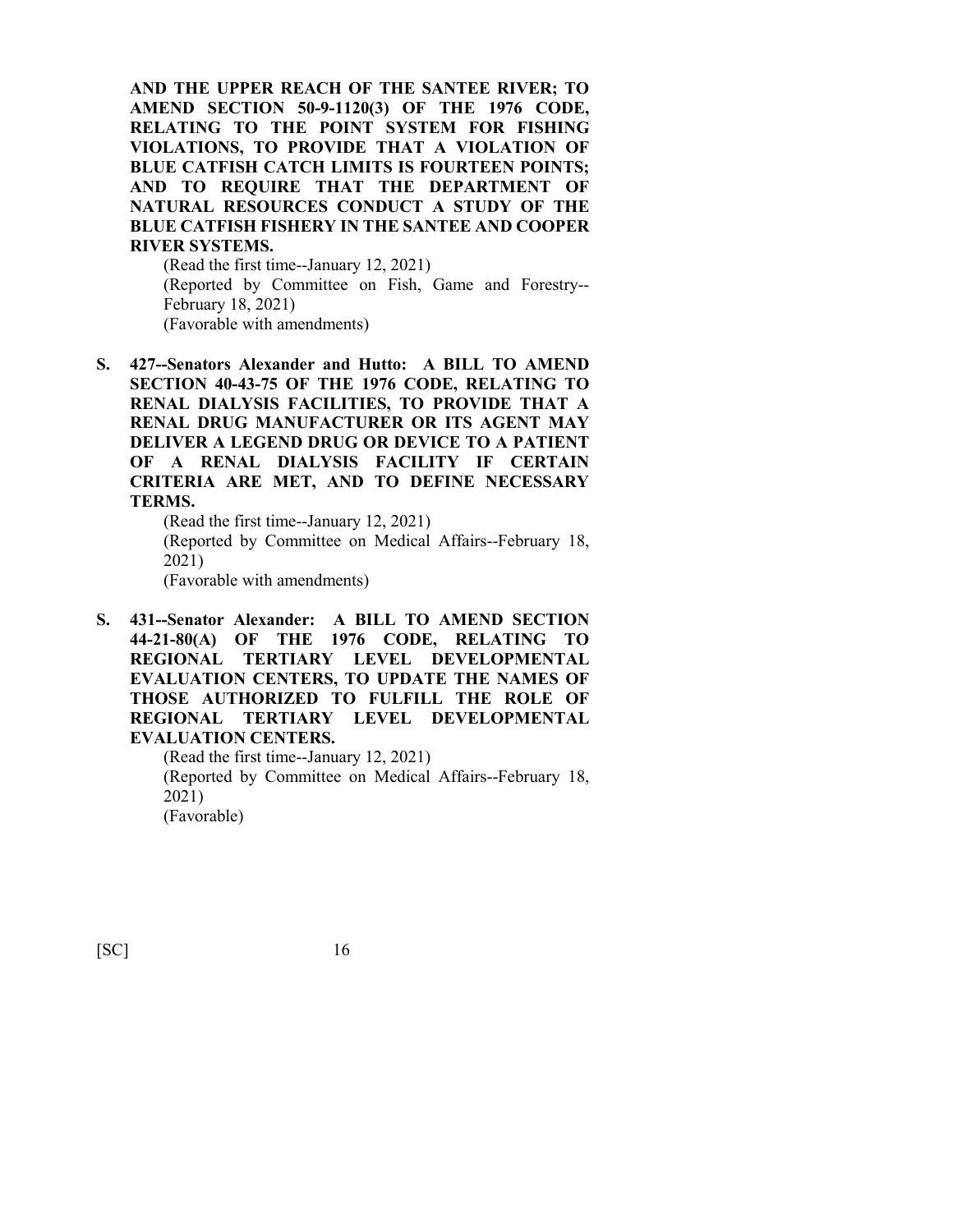**AND THE UPPER REACH OF THE SANTEE RIVER; TO AMEND SECTION 50-9-1120(3) OF THE 1976 CODE, RELATING TO THE POINT SYSTEM FOR FISHING VIOLATIONS, TO PROVIDE THAT A VIOLATION OF BLUE CATFISH CATCH LIMITS IS FOURTEEN POINTS; AND TO REQUIRE THAT THE DEPARTMENT OF NATURAL RESOURCES CONDUCT A STUDY OF THE BLUE CATFISH FISHERY IN THE SANTEE AND COOPER RIVER SYSTEMS.**

(Read the first time--January 12, 2021)
(Reported by Committee on Fish, Game and Forestry--February 18, 2021)
(Favorable with amendments)

**S. 427--Senators Alexander and Hutto: A BILL TO AMEND SECTION 40-43-75 OF THE 1976 CODE, RELATING TO RENAL DIALYSIS FACILITIES, TO PROVIDE THAT A RENAL DRUG MANUFACTURER OR ITS AGENT MAY DELIVER A LEGEND DRUG OR DEVICE TO A PATIENT OF A RENAL DIALYSIS FACILITY IF CERTAIN CRITERIA ARE MET, AND TO DEFINE NECESSARY TERMS.**

(Read the first time--January 12, 2021)
(Reported by Committee on Medical Affairs--February 18, 2021)
(Favorable with amendments)

**S. 431--Senator Alexander: A BILL TO AMEND SECTION 44-21-80(A) OF THE 1976 CODE, RELATING TO REGIONAL TERTIARY LEVEL DEVELOPMENTAL EVALUATION CENTERS, TO UPDATE THE NAMES OF THOSE AUTHORIZED TO FULFILL THE ROLE OF REGIONAL TERTIARY LEVEL DEVELOPMENTAL EVALUATION CENTERS.**

(Read the first time--January 12, 2021)
(Reported by Committee on Medical Affairs--February 18, 2021)
(Favorable)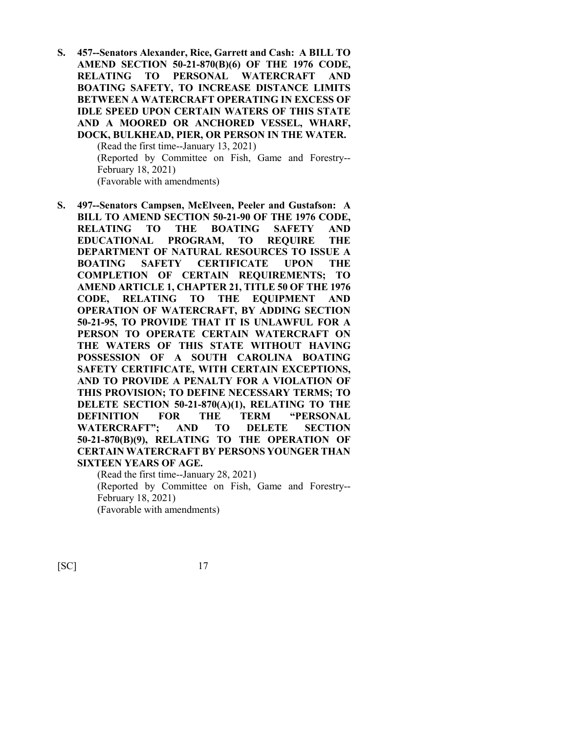**S. 457--Senators Alexander, Rice, Garrett and Cash: A BILL TO AMEND SECTION 50-21-870(B)(6) OF THE 1976 CODE, RELATING TO PERSONAL WATERCRAFT AND BOATING SAFETY, TO INCREASE DISTANCE LIMITS BETWEEN A WATERCRAFT OPERATING IN EXCESS OF IDLE SPEED UPON CERTAIN WATERS OF THIS STATE AND A MOORED OR ANCHORED VESSEL, WHARF, DOCK, BULKHEAD, PIER, OR PERSON IN THE WATER.**

(Read the first time--January 13, 2021)
(Reported by Committee on Fish, Game and Forestry--February 18, 2021)
(Favorable with amendments)

**S. 497--Senators Campsen, McElveen, Peeler and Gustafson: A BILL TO AMEND SECTION 50-21-90 OF THE 1976 CODE, RELATING TO THE BOATING SAFETY AND EDUCATIONAL PROGRAM, TO REQUIRE THE DEPARTMENT OF NATURAL RESOURCES TO ISSUE A BOATING SAFETY CERTIFICATE UPON THE COMPLETION OF CERTAIN REQUIREMENTS; TO AMEND ARTICLE 1, CHAPTER 21, TITLE 50 OF THE 1976 CODE, RELATING TO THE EQUIPMENT AND OPERATION OF WATERCRAFT, BY ADDING SECTION 50-21-95, TO PROVIDE THAT IT IS UNLAWFUL FOR A PERSON TO OPERATE CERTAIN WATERCRAFT ON THE WATERS OF THIS STATE WITHOUT HAVING POSSESSION OF A SOUTH CAROLINA BOATING SAFETY CERTIFICATE, WITH CERTAIN EXCEPTIONS, AND TO PROVIDE A PENALTY FOR A VIOLATION OF THIS PROVISION; TO DEFINE NECESSARY TERMS; TO DELETE SECTION 50-21-870(A)(1), RELATING TO THE DEFINITION FOR THE TERM "PERSONAL WATERCRAFT"; AND TO DELETE SECTION 50-21-870(B)(9), RELATING TO THE OPERATION OF CERTAIN WATERCRAFT BY PERSONS YOUNGER THAN SIXTEEN YEARS OF AGE.**

(Read the first time--January 28, 2021)
(Reported by Committee on Fish, Game and Forestry--February 18, 2021)
(Favorable with amendments)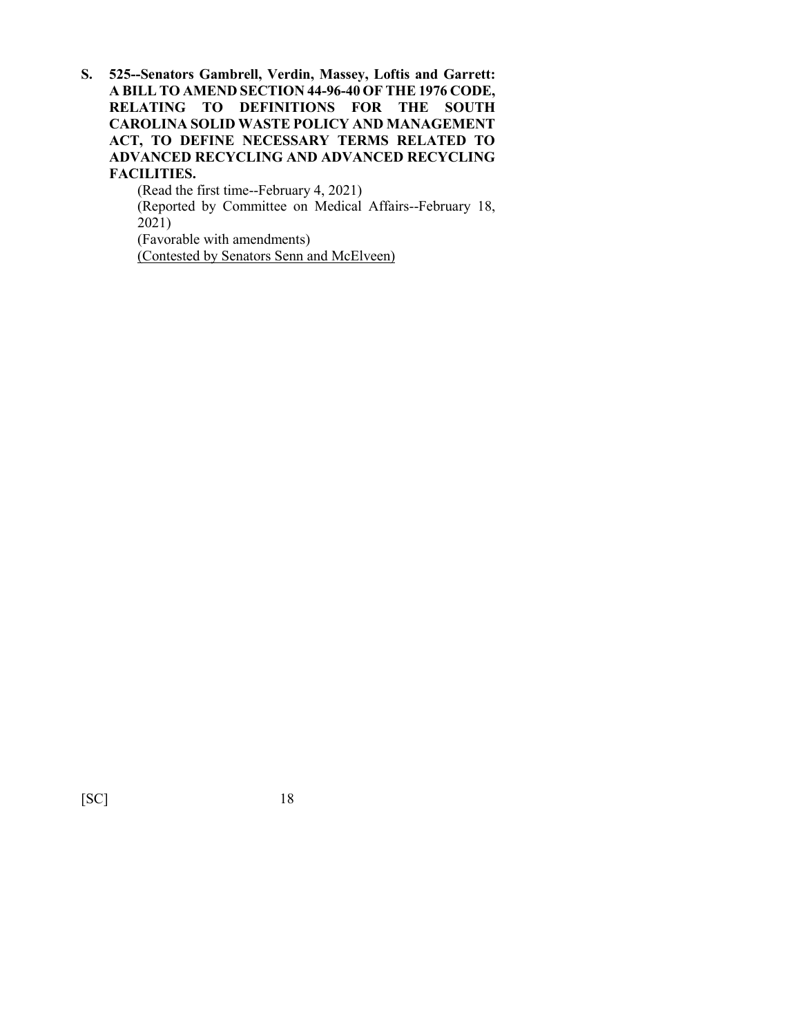**S. 525--Senators Gambrell, Verdin, Massey, Loftis and Garrett: A BILL TO AMEND SECTION 44-96-40 OF THE 1976 CODE, RELATING TO DEFINITIONS FOR THE SOUTH CAROLINA SOLID WASTE POLICY AND MANAGEMENT ACT, TO DEFINE NECESSARY TERMS RELATED TO ADVANCED RECYCLING AND ADVANCED RECYCLING FACILITIES.**

(Read the first time--February 4, 2021)
(Reported by Committee on Medical Affairs--February 18, 2021)
(Favorable with amendments)
<u>(Contested by Senators Senn and McElveen)</u>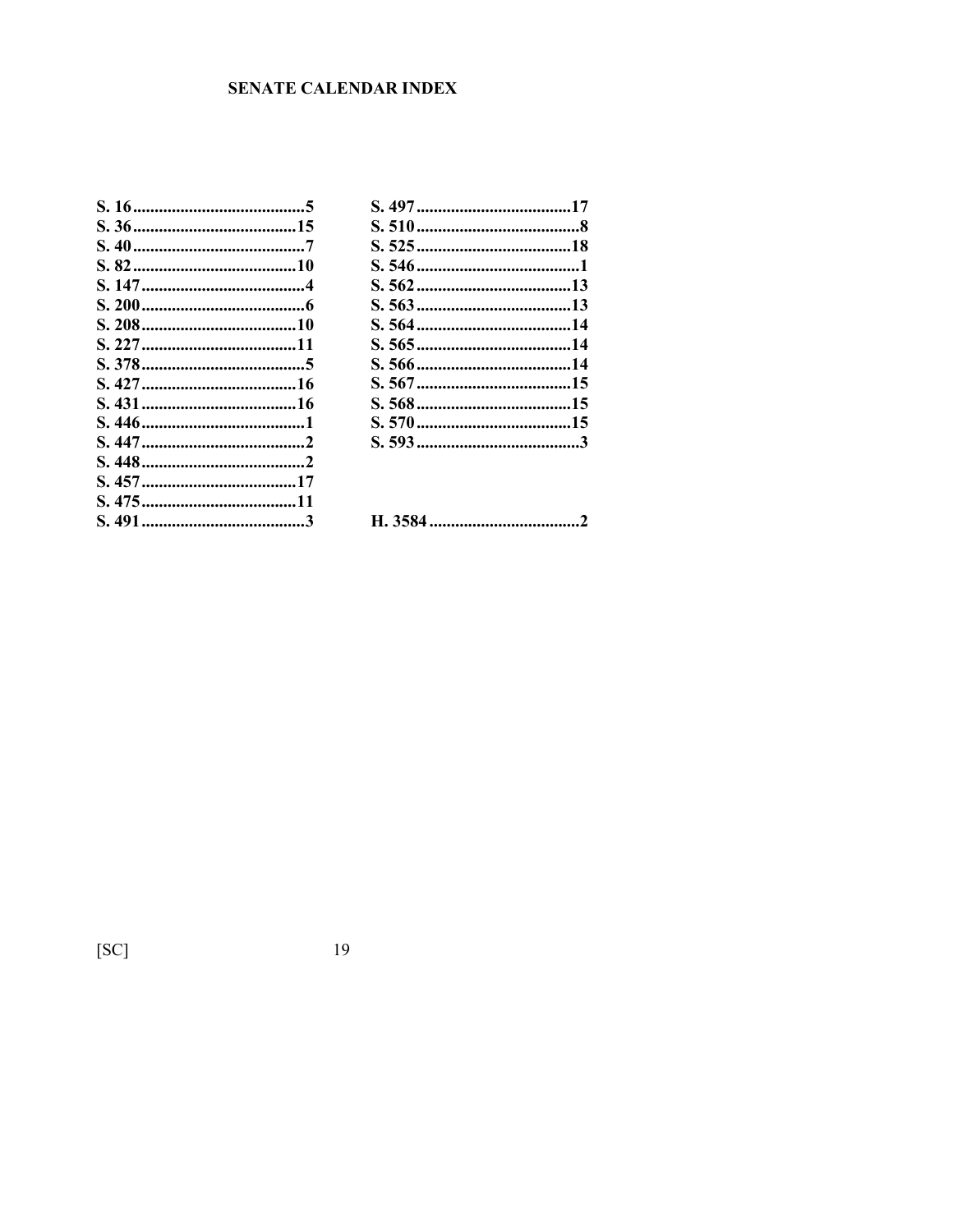# SENATE CALENDAR INDEX

**S. 16**.........................................**5**
**S. 36**.......................................**15**
**S. 40**.........................................**7**
**S. 82**.......................................**10**
**S. 147**.......................................**4**
**S. 200**.......................................**6**
**S. 208**.....................................**10**
**S. 227**.....................................**11**
**S. 378**.......................................**5**
**S. 427**.....................................**16**
**S. 431**.....................................**16**
**S. 446**.......................................**1**
**S. 447**.......................................**2**
**S. 448**.......................................**2**
**S. 457**.....................................**17**
**S. 475**.....................................**11**
**S. 491**.......................................**3**
**S. 497**.....................................**17**
**S. 510**.......................................**8**
**S. 525**.....................................**18**
**S. 546**.......................................**1**
**S. 562**.....................................**13**
**S. 563**.....................................**13**
**S. 564**.....................................**14**
**S. 565**.....................................**14**
**S. 566**.....................................**14**
**S. 567**.....................................**15**
**S. 568**.....................................**15**
**S. 570**.....................................**15**
**S. 593**.......................................**3**

**H. 3584**.....................................**2**

[SC]